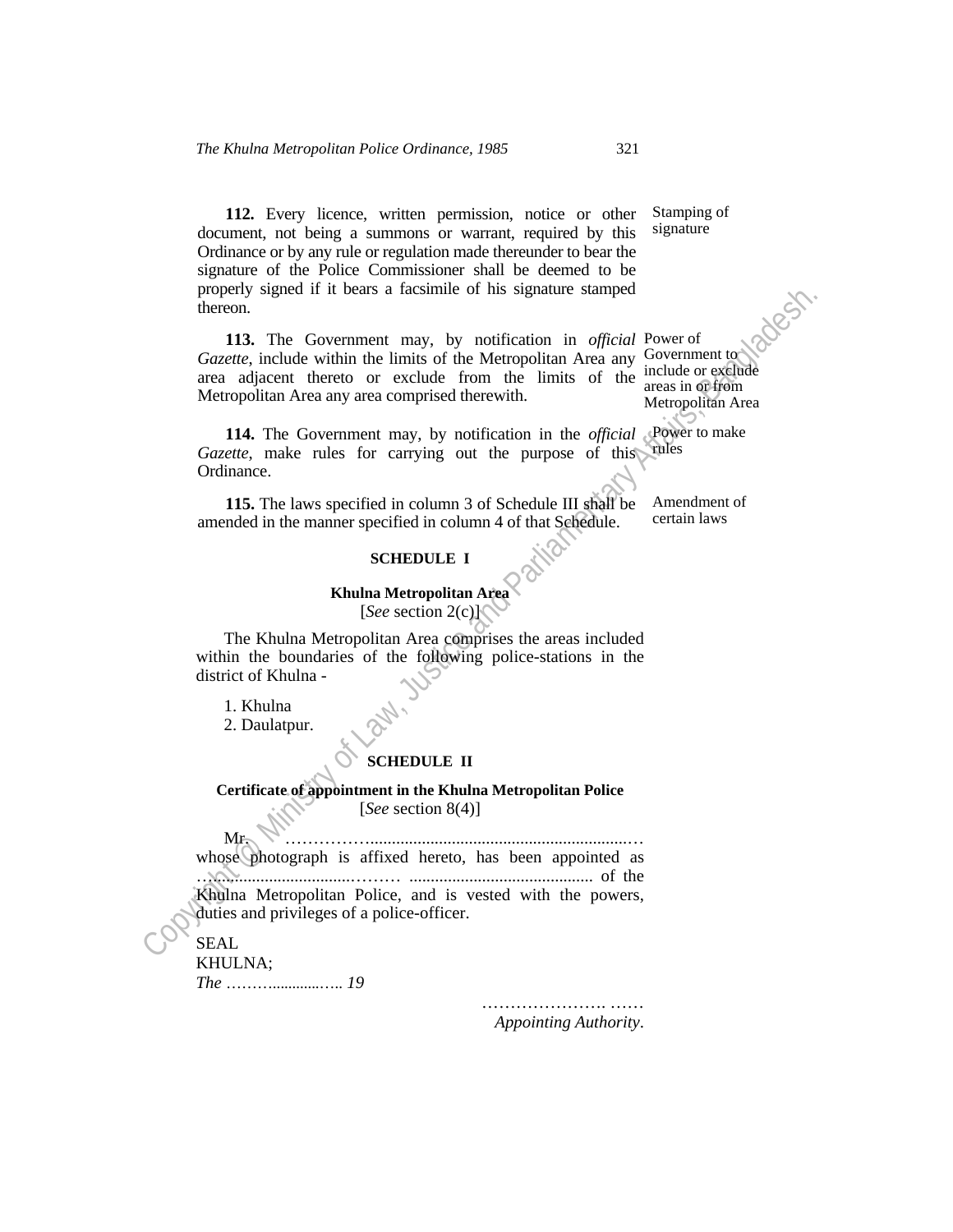**112.** Every licence, written permission, notice or other document, not being a summons or warrant, required by this Ordinance or by any rule or regulation made thereunder to bear the signature of the Police Commissioner shall be deemed to be properly signed if it bears a facsimile of his signature stamped thereon.

Stamping of signature

**113.** The Government may, by notification in *official Gazette*, include within the limits of the Metropolitan Area any area adjacent thereto or exclude from the limits of the Metropolitan Area any area comprised therewith.

Power of Government to include or exclude areas in or from Metropolitan Area

**114.** The Government may, by notification in the *official Gazette*, make rules for carrying out the purpose of this Ordinance.

Power to make rules

**115.** The laws specified in column 3 of Schedule III shall be amended in the manner specified in column 4 of that Schedule.

Amendment of certain laws

## SCHEDULE I

### Khulna Metropolitan Area

[*See* section 2(c)]

The Khulna Metropolitan Area comprises the areas included within the boundaries of the following police-stations in the district of Khulna -

1. Khulna
2. Daulatpur.

## SCHEDULE II

### Certificate of appointment in the Khulna Metropolitan Police

[*See* section 8(4)]

Mr. ………………............................................................……
whose photograph is affixed hereto, has been appointed as ……............................……… .......................................... of the Khulna Metropolitan Police, and is vested with the powers, duties and privileges of a police-officer.

SEAL
KHULNA;
*The ……….............….. 19*

…………………. ……
*Appointing Authority*.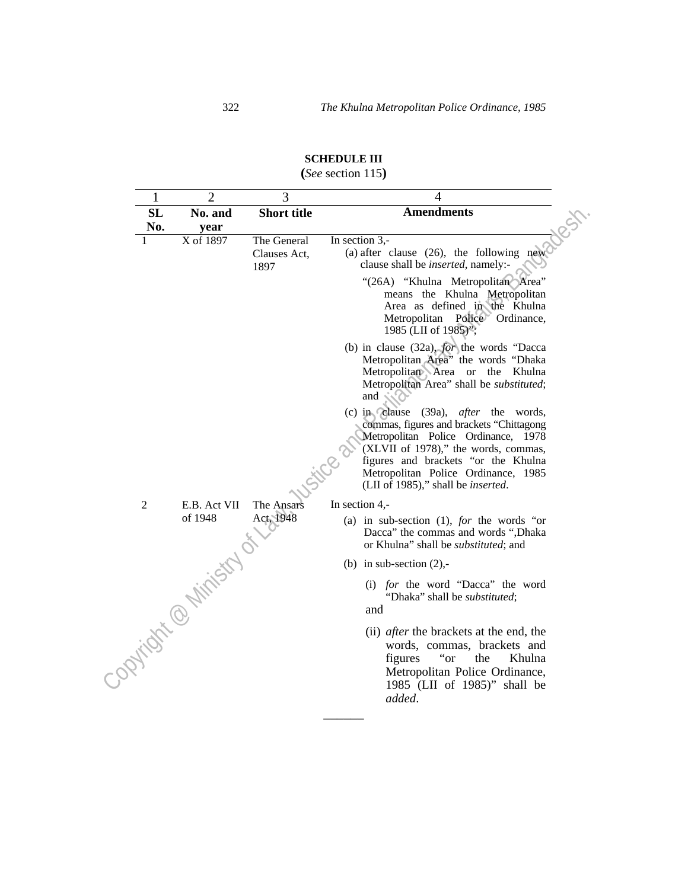**SCHEDULE III**

**(***See* section 115**)**

| 1 | 2 | 3 | 4 |
|---|---|---|---|
| **SL No.** | **No. and year** | **Short title** | **Amendments** |
| 1 | X of 1897 | The General Clauses Act, 1897 | In section 3,- <br> (a) after clause (26), the following new clause shall be *inserted*, namely:- <br> "(26A) "Khulna Metropolitan Area" means the Khulna Metropolitan Area as defined in the Khulna Metropolitan Police Ordinance, 1985 (LII of 1985)"; <br> (b) in clause (32a), *for* the words "Dacca Metropolitan Area" the words "Dhaka Metropolitan Area or the Khulna Metropolitan Area" shall be *substituted*; and <br> (c) in clause (39a), *after* the words, commas, figures and brackets "Chittagong Metropolitan Police Ordinance, 1978 (XLVII of 1978)," the words, commas, figures and brackets "or the Khulna Metropolitan Police Ordinance, 1985 (LII of 1985)," shall be *inserted*. |
| 2 | E.B. Act VII of 1948 | The Ansars Act, 1948 | In section 4,- <br> (a) in sub-section (1), *for* the words "or Dacca" the commas and words ",Dhaka or Khulna" shall be *substituted*; and <br> (b) in sub-section (2),- <br> (i) *for* the word "Dacca" the word "Dhaka" shall be *substituted*; and <br> (ii) *after* the brackets at the end, the words, commas, brackets and figures "or the Khulna Metropolitan Police Ordinance, 1985 (LII of 1985)" shall be *added*. |

———